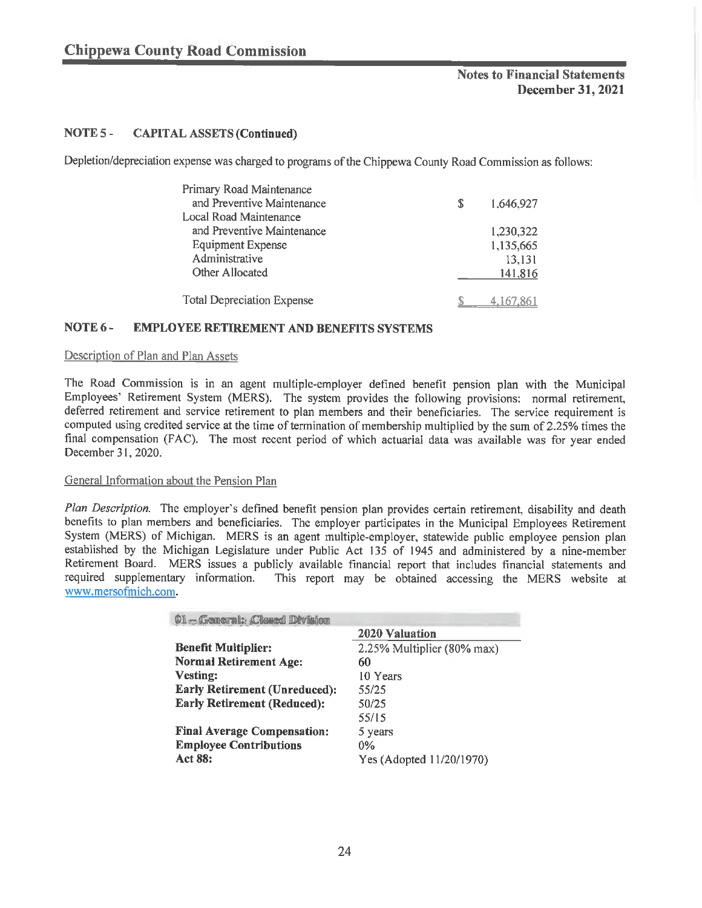# Chippewa County Road Commission

**Notes to Financial Statements**
**December 31, 2021**

## NOTE 5 - CAPITAL ASSETS (Continued)

Depletion/depreciation expense was charged to programs of the Chippewa County Road Commission as follows:

| | |
|---|---|
| Primary Road Maintenance and Preventive Maintenance | $ 1,646,927 |
| Local Road Maintenance and Preventive Maintenance | 1,230,322 |
| Equipment Expense | 1,135,665 |
| Administrative | 13,131 |
| Other Allocated | 141,816 |
| Total Depreciation Expense | $ 4,167,861 |

## NOTE 6 - EMPLOYEE RETIREMENT AND BENEFITS SYSTEMS

Description of Plan and Plan Assets

The Road Commission is in an agent multiple-employer defined benefit pension plan with the Municipal Employees' Retirement System (MERS). The system provides the following provisions: normal retirement, deferred retirement and service retirement to plan members and their beneficiaries. The service requirement is computed using credited service at the time of termination of membership multiplied by the sum of 2.25% times the final compensation (FAC). The most recent period of which actuarial data was available was for year ended December 31, 2020.

General Information about the Pension Plan

*Plan Description.* The employer's defined benefit pension plan provides certain retirement, disability and death benefits to plan members and beneficiaries. The employer participates in the Municipal Employees Retirement System (MERS) of Michigan. MERS is an agent multiple-employer, statewide public employee pension plan established by the Michigan Legislature under Public Act 135 of 1945 and administered by a nine-member Retirement Board. MERS issues a publicly available financial report that includes financial statements and required supplementary information. This report may be obtained accessing the MERS website at www.mersofmich.com.

| 01 – General: Closed Division | 2020 Valuation |
|---|---|
| **Benefit Multiplier:** | 2.25% Multiplier (80% max) |
| **Normal Retirement Age:** | 60 |
| **Vesting:** | 10 Years |
| **Early Retirement (Unreduced):** | 55/25 |
| **Early Retirement (Reduced):** | 50/25<br>55/15 |
| **Final Average Compensation:** | 5 years |
| **Employee Contributions** | 0% |
| **Act 88:** | Yes (Adopted 11/20/1970) |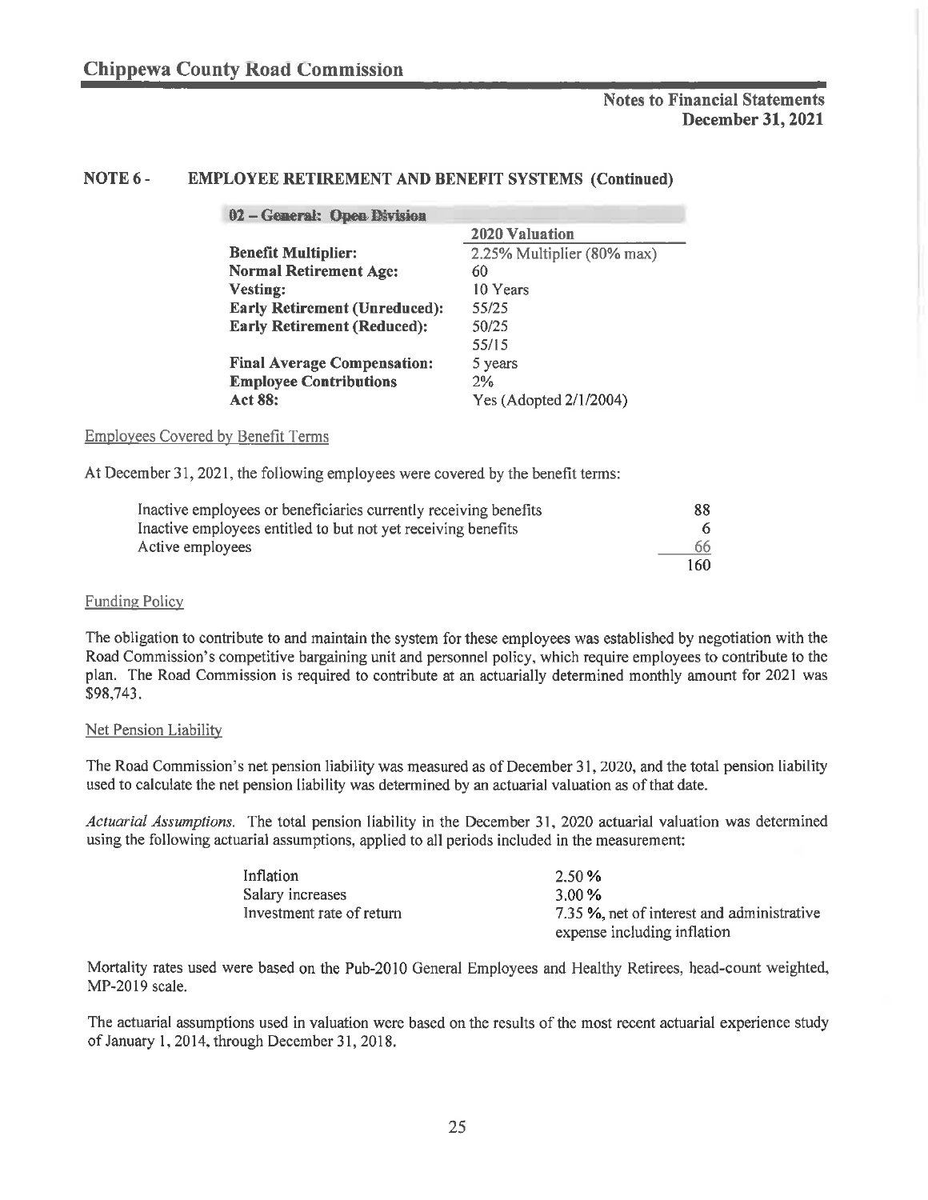## NOTE 6 - EMPLOYEE RETIREMENT AND BENEFIT SYSTEMS (Continued)

| 02 – General: Open Division | |
|---|---|
| | **2020 Valuation** |
| **Benefit Multiplier:** | 2.25% Multiplier (80% max) |
| **Normal Retirement Age:** | 60 |
| **Vesting:** | 10 Years |
| **Early Retirement (Unreduced):** | 55/25 |
| **Early Retirement (Reduced):** | 50/25 |
| | 55/15 |
| **Final Average Compensation:** | 5 years |
| **Employee Contributions** | 2% |
| **Act 88:** | Yes (Adopted 2/1/2004) |

### Employees Covered by Benefit Terms

At December 31, 2021, the following employees were covered by the benefit terms:

| | |
|---|---|
| Inactive employees or beneficiaries currently receiving benefits | 88 |
| Inactive employees entitled to but not yet receiving benefits | 6 |
| Active employees | 66 |
| | 160 |

### Funding Policy

The obligation to contribute to and maintain the system for these employees was established by negotiation with the Road Commission's competitive bargaining unit and personnel policy, which require employees to contribute to the plan. The Road Commission is required to contribute at an actuarially determined monthly amount for 2021 was $98,743.

### Net Pension Liability

The Road Commission's net pension liability was measured as of December 31, 2020, and the total pension liability used to calculate the net pension liability was determined by an actuarial valuation as of that date.

*Actuarial Assumptions.* The total pension liability in the December 31, 2020 actuarial valuation was determined using the following actuarial assumptions, applied to all periods included in the measurement:

| | |
|---|---|
| Inflation | 2.50 % |
| Salary increases | 3.00 % |
| Investment rate of return | 7.35 %, net of interest and administrative expense including inflation |

Mortality rates used were based on the Pub-2010 General Employees and Healthy Retirees, head-count weighted, MP-2019 scale.

The actuarial assumptions used in valuation were based on the results of the most recent actuarial experience study of January 1, 2014, through December 31, 2018.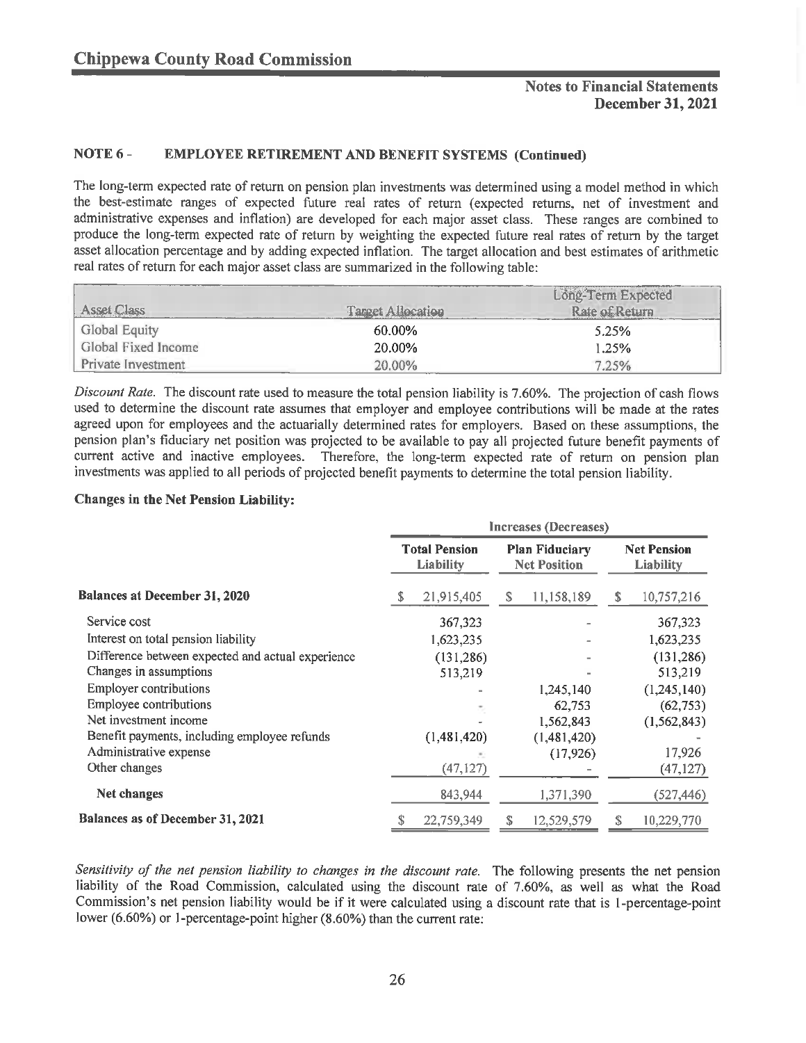## NOTE 6 - EMPLOYEE RETIREMENT AND BENEFIT SYSTEMS (Continued)

The long-term expected rate of return on pension plan investments was determined using a model method in which the best-estimate ranges of expected future real rates of return (expected returns, net of investment and administrative expenses and inflation) are developed for each major asset class. These ranges are combined to produce the long-term expected rate of return by weighting the expected future real rates of return by the target asset allocation percentage and by adding expected inflation. The target allocation and best estimates of arithmetic real rates of return for each major asset class are summarized in the following table:

| Asset Class | Target Allocation | Long-Term Expected Rate of Return |
|---|---|---|
| Global Equity | 60.00% | 5.25% |
| Global Fixed Income | 20.00% | 1.25% |
| Private Investment | 20.00% | 7.25% |

*Discount Rate.* The discount rate used to measure the total pension liability is 7.60%. The projection of cash flows used to determine the discount rate assumes that employer and employee contributions will be made at the rates agreed upon for employees and the actuarially determined rates for employers. Based on these assumptions, the pension plan's fiduciary net position was projected to be available to pay all projected future benefit payments of current active and inactive employees. Therefore, the long-term expected rate of return on pension plan investments was applied to all periods of projected benefit payments to determine the total pension liability.

**Changes in the Net Pension Liability:**

| | Increases (Decreases) | | |
|---|---|---|---|
| | **Total Pension Liability** | **Plan Fiduciary Net Position** | **Net Pension Liability** |
| **Balances at December 31, 2020** | $ 21,915,405 | $ 11,158,189 | $ 10,757,216 |
| Service cost | 367,323 | - | 367,323 |
| Interest on total pension liability | 1,623,235 | - | 1,623,235 |
| Difference between expected and actual experience | (131,286) | - | (131,286) |
| Changes in assumptions | 513,219 | - | 513,219 |
| Employer contributions | - | 1,245,140 | (1,245,140) |
| Employee contributions | - | 62,753 | (62,753) |
| Net investment income | - | 1,562,843 | (1,562,843) |
| Benefit payments, including employee refunds | (1,481,420) | (1,481,420) | - |
| Administrative expense | - | (17,926) | 17,926 |
| Other changes | (47,127) | - | (47,127) |
| **Net changes** | 843,944 | 1,371,390 | (527,446) |
| **Balances as of December 31, 2021** | $ 22,759,349 | $ 12,529,579 | $ 10,229,770 |

*Sensitivity of the net pension liability to changes in the discount rate.* The following presents the net pension liability of the Road Commission, calculated using the discount rate of 7.60%, as well as what the Road Commission's net pension liability would be if it were calculated using a discount rate that is 1-percentage-point lower (6.60%) or 1-percentage-point higher (8.60%) than the current rate: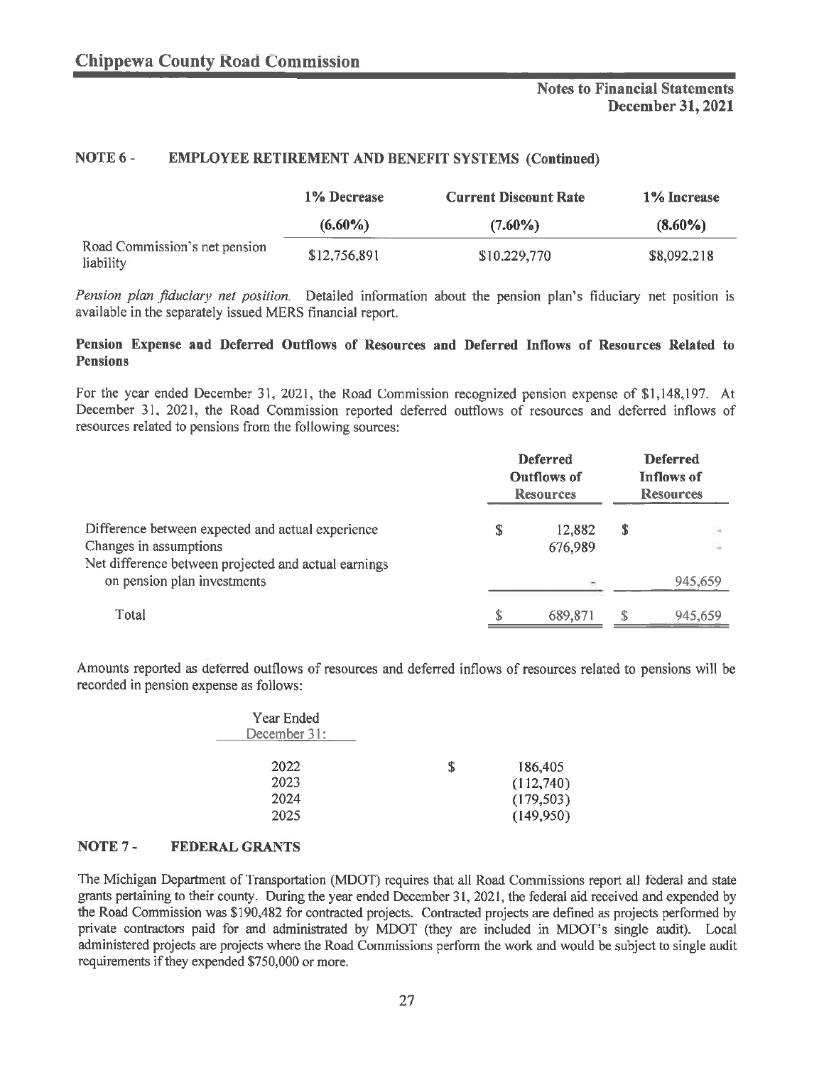### NOTE 6 - EMPLOYEE RETIREMENT AND BENEFIT SYSTEMS (Continued)

| | 1% Decrease (6.60%) | Current Discount Rate (7.60%) | 1% Increase (8.60%) |
|---|---|---|---|
| Road Commission's net pension liability | $12,756,891 | $10,229,770 | $8,092,218 |

*Pension plan fiduciary net position.* Detailed information about the pension plan's fiduciary net position is available in the separately issued MERS financial report.

**Pension Expense and Deferred Outflows of Resources and Deferred Inflows of Resources Related to Pensions**

For the year ended December 31, 2021, the Road Commission recognized pension expense of $1,148,197. At December 31, 2021, the Road Commission reported deferred outflows of resources and deferred inflows of resources related to pensions from the following sources:

| | Deferred Outflows of Resources | Deferred Inflows of Resources |
|---|---|---|
| Difference between expected and actual experience | $ 12,882 | $ - |
| Changes in assumptions | 676,989 | - |
| Net difference between projected and actual earnings on pension plan investments | - | 945,659 |
| Total | $ 689,871 | $ 945,659 |

Amounts reported as deferred outflows of resources and deferred inflows of resources related to pensions will be recorded in pension expense as follows:

| Year Ended December 31: | |
|---|---|
| 2022 | $ 186,405 |
| 2023 | (112,740) |
| 2024 | (179,503) |
| 2025 | (149,950) |

### NOTE 7 - FEDERAL GRANTS

The Michigan Department of Transportation (MDOT) requires that all Road Commissions report all federal and state grants pertaining to their county. During the year ended December 31, 2021, the federal aid received and expended by the Road Commission was $190,482 for contracted projects. Contracted projects are defined as projects performed by private contractors paid for and administrated by MDOT (they are included in MDOT's single audit). Local administered projects are projects where the Road Commissions perform the work and would be subject to single audit requirements if they expended $750,000 or more.